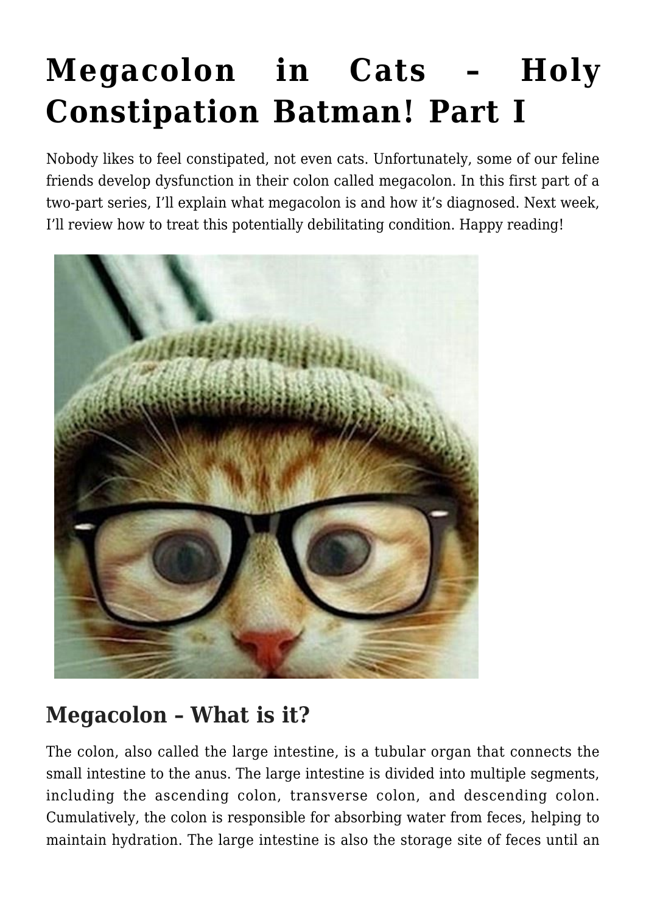# Megacolon in Cats – Holy Constipation Batman! Part I

Nobody likes to feel constipated, not even cats. Unfortunately, some of our feline friends develop dysfunction in their colon called megacolon. In this first part of a two-part series, I'll explain what megacolon is and how it's diagnosed. Next week, I'll review how to treat this potentially debilitating condition. Happy reading!

## Megacolon – What is it?

The colon, also called the large intestine, is a tubular organ that connects the small intestine to the anus. The large intestine is divided into multiple segments, including the ascending colon, transverse colon, and descending colon. Cumulatively, the colon is responsible for absorbing water from feces, helping to maintain hydration. The large intestine is also the storage site of feces until an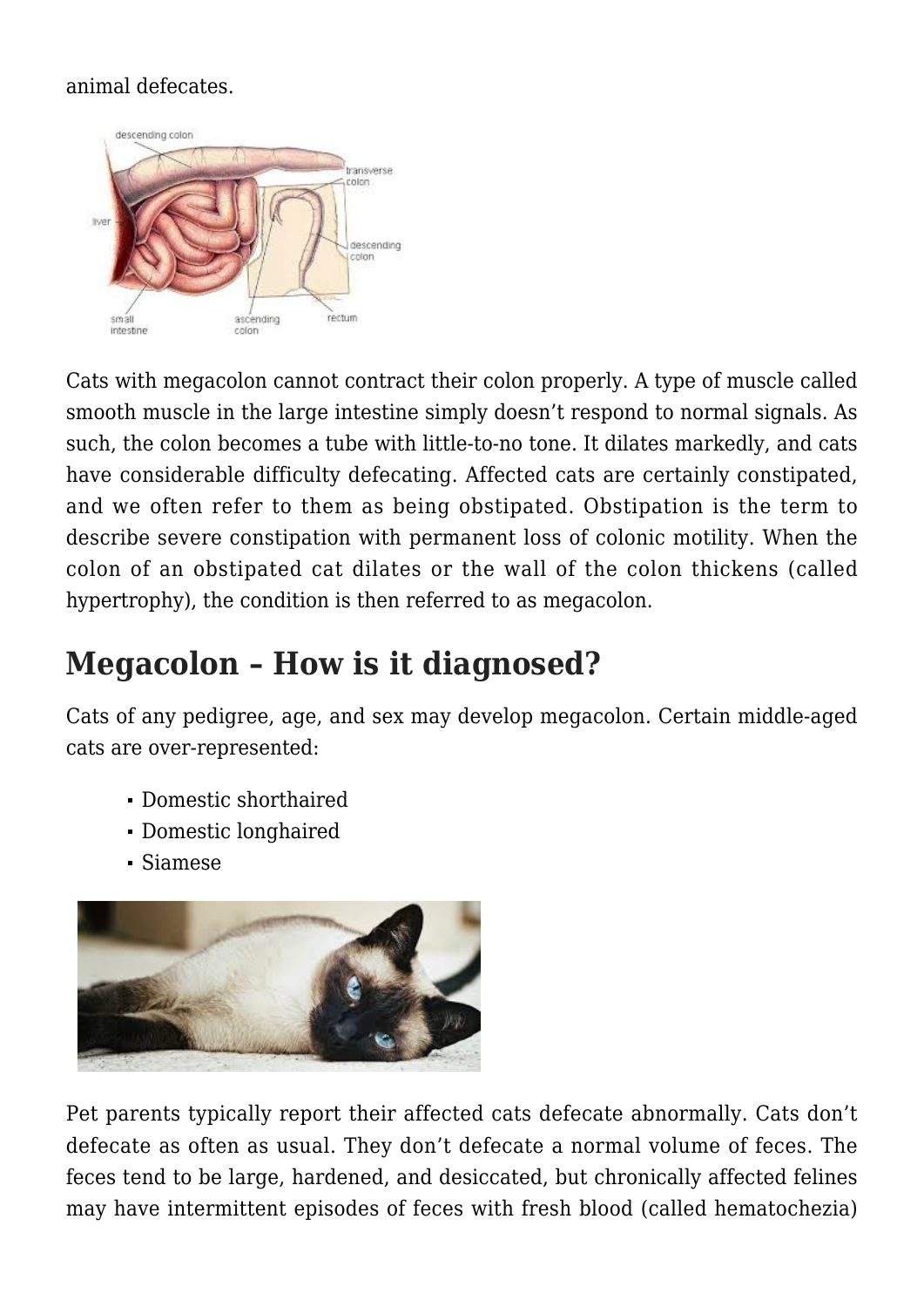animal defecates.

Cats with megacolon cannot contract their colon properly. A type of muscle called smooth muscle in the large intestine simply doesn't respond to normal signals. As such, the colon becomes a tube with little-to-no tone. It dilates markedly, and cats have considerable difficulty defecating. Affected cats are certainly constipated, and we often refer to them as being obstipated. Obstipation is the term to describe severe constipation with permanent loss of colonic motility. When the colon of an obstipated cat dilates or the wall of the colon thickens (called hypertrophy), the condition is then referred to as megacolon.

## Megacolon – How is it diagnosed?

Cats of any pedigree, age, and sex may develop megacolon. Certain middle-aged cats are over-represented:

- Domestic shorthaired
- Domestic longhaired
- Siamese

Pet parents typically report their affected cats defecate abnormally. Cats don't defecate as often as usual. They don't defecate a normal volume of feces. The feces tend to be large, hardened, and desiccated, but chronically affected felines may have intermittent episodes of feces with fresh blood (called hematochezia)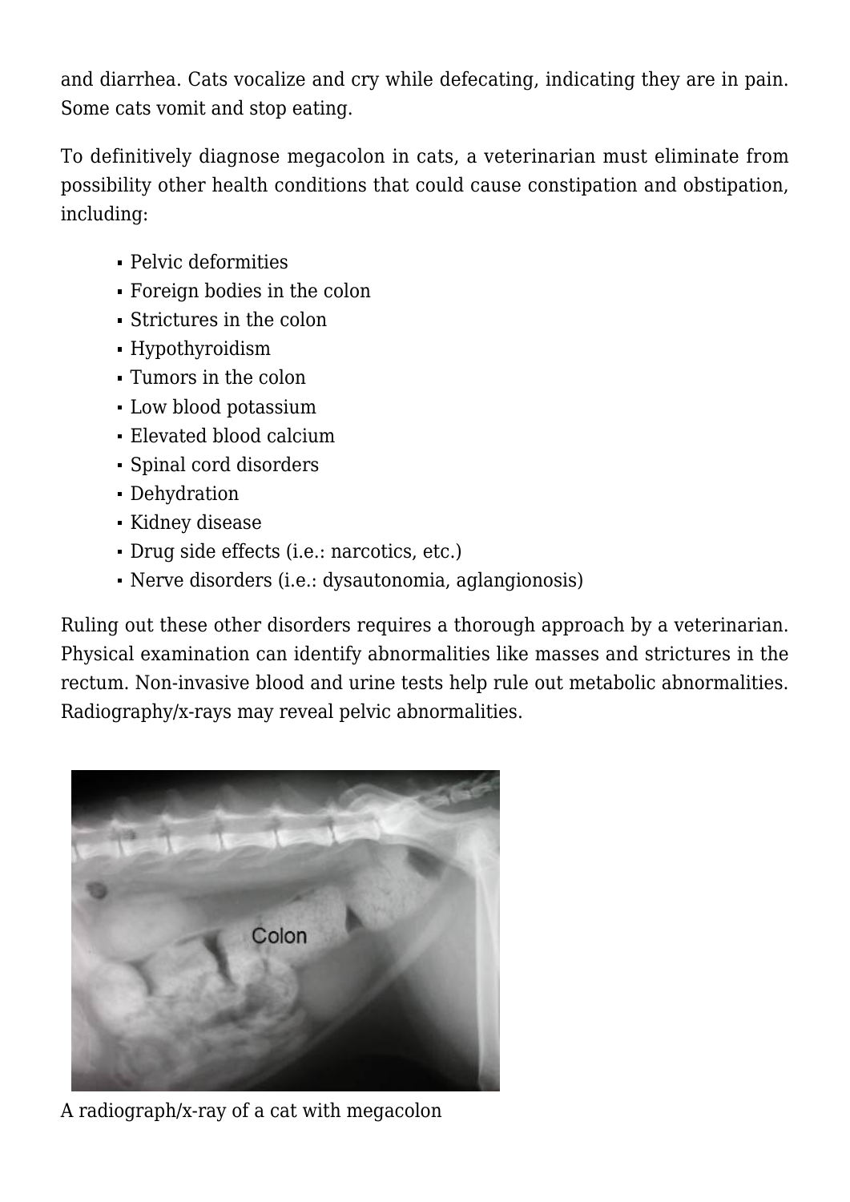and diarrhea. Cats vocalize and cry while defecating, indicating they are in pain. Some cats vomit and stop eating.

To definitively diagnose megacolon in cats, a veterinarian must eliminate from possibility other health conditions that could cause constipation and obstipation, including:

- Pelvic deformities
- Foreign bodies in the colon
- Strictures in the colon
- Hypothyroidism
- Tumors in the colon
- Low blood potassium
- Elevated blood calcium
- Spinal cord disorders
- Dehydration
- Kidney disease
- Drug side effects (i.e.: narcotics, etc.)
- Nerve disorders (i.e.: dysautonomia, aglangionosis)

Ruling out these other disorders requires a thorough approach by a veterinarian. Physical examination can identify abnormalities like masses and strictures in the rectum. Non-invasive blood and urine tests help rule out metabolic abnormalities. Radiography/x-rays may reveal pelvic abnormalities.

A radiograph/x-ray of a cat with megacolon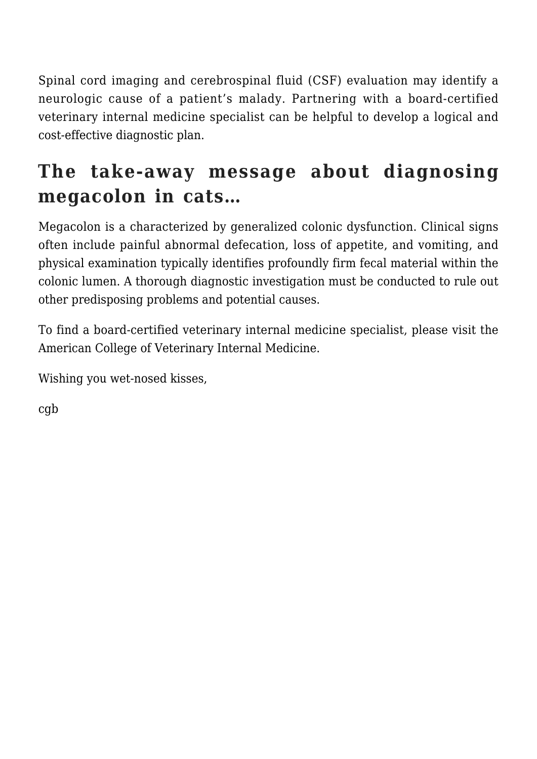Spinal cord imaging and cerebrospinal fluid (CSF) evaluation may identify a neurologic cause of a patient's malady. Partnering with a board-certified veterinary internal medicine specialist can be helpful to develop a logical and cost-effective diagnostic plan.

## The take-away message about diagnosing megacolon in cats…

Megacolon is a characterized by generalized colonic dysfunction. Clinical signs often include painful abnormal defecation, loss of appetite, and vomiting, and physical examination typically identifies profoundly firm fecal material within the colonic lumen. A thorough diagnostic investigation must be conducted to rule out other predisposing problems and potential causes.

To find a board-certified veterinary internal medicine specialist, please visit the American College of Veterinary Internal Medicine.

Wishing you wet-nosed kisses,

cgb